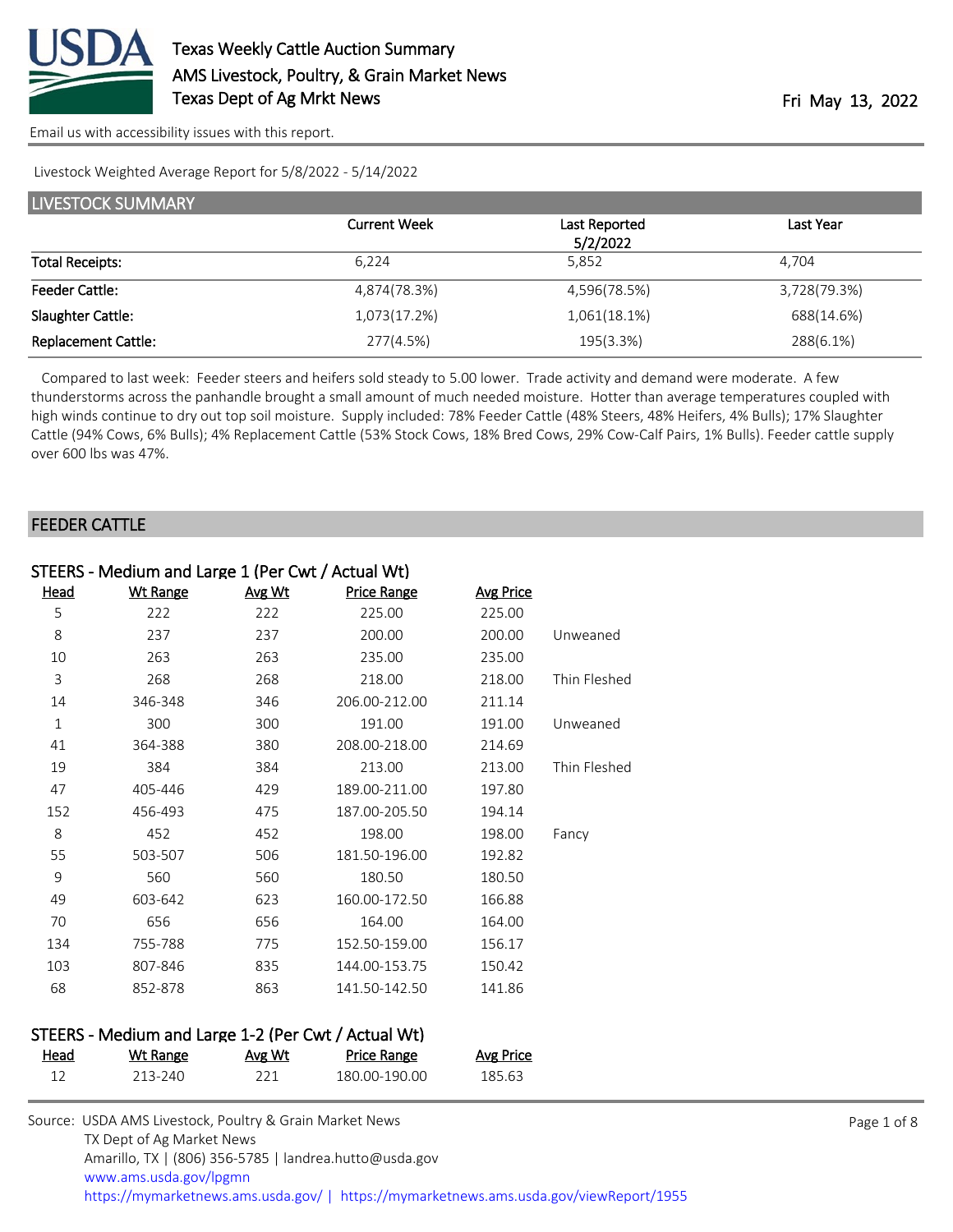# Texas Weekly Cattle Auction Summary

AMS Livestock, Poultry, & Grain Market News
Texas Dept of Ag Mrkt News

Fri May 13, 2022

Email us with accessibility issues with this report.

Livestock Weighted Average Report for 5/8/2022 - 5/14/2022

## LIVESTOCK SUMMARY

| | Current Week | Last Reported 5/2/2022 | Last Year |
|---|---|---|---|
| Total Receipts: | 6,224 | 5,852 | 4,704 |
| Feeder Cattle: | 4,874(78.3%) | 4,596(78.5%) | 3,728(79.3%) |
| Slaughter Cattle: | 1,073(17.2%) | 1,061(18.1%) | 688(14.6%) |
| Replacement Cattle: | 277(4.5%) | 195(3.3%) | 288(6.1%) |

Compared to last week: Feeder steers and heifers sold steady to 5.00 lower. Trade activity and demand were moderate. A few thunderstorms across the panhandle brought a small amount of much needed moisture. Hotter than average temperatures coupled with high winds continue to dry out top soil moisture. Supply included: 78% Feeder Cattle (48% Steers, 48% Heifers, 4% Bulls); 17% Slaughter Cattle (94% Cows, 6% Bulls); 4% Replacement Cattle (53% Stock Cows, 18% Bred Cows, 29% Cow-Calf Pairs, 1% Bulls). Feeder cattle supply over 600 lbs was 47%.

## FEEDER CATTLE

### STEERS - Medium and Large 1 (Per Cwt / Actual Wt)

| Head | Wt Range | Avg Wt | Price Range | Avg Price | |
|---|---|---|---|---|---|
| 5 | 222 | 222 | 225.00 | 225.00 | |
| 8 | 237 | 237 | 200.00 | 200.00 | Unweaned |
| 10 | 263 | 263 | 235.00 | 235.00 | |
| 3 | 268 | 268 | 218.00 | 218.00 | Thin Fleshed |
| 14 | 346-348 | 346 | 206.00-212.00 | 211.14 | |
| 1 | 300 | 300 | 191.00 | 191.00 | Unweaned |
| 41 | 364-388 | 380 | 208.00-218.00 | 214.69 | |
| 19 | 384 | 384 | 213.00 | 213.00 | Thin Fleshed |
| 47 | 405-446 | 429 | 189.00-211.00 | 197.80 | |
| 152 | 456-493 | 475 | 187.00-205.50 | 194.14 | |
| 8 | 452 | 452 | 198.00 | 198.00 | Fancy |
| 55 | 503-507 | 506 | 181.50-196.00 | 192.82 | |
| 9 | 560 | 560 | 180.50 | 180.50 | |
| 49 | 603-642 | 623 | 160.00-172.50 | 166.88 | |
| 70 | 656 | 656 | 164.00 | 164.00 | |
| 134 | 755-788 | 775 | 152.50-159.00 | 156.17 | |
| 103 | 807-846 | 835 | 144.00-153.75 | 150.42 | |
| 68 | 852-878 | 863 | 141.50-142.50 | 141.86 | |

### STEERS - Medium and Large 1-2 (Per Cwt / Actual Wt)

| Head | Wt Range | Avg Wt | Price Range | Avg Price |
|---|---|---|---|---|
| 12 | 213-240 | 221 | 180.00-190.00 | 185.63 |

Source: USDA AMS Livestock, Poultry & Grain Market News
TX Dept of Ag Market News
Amarillo, TX | (806) 356-5785 | landrea.hutto@usda.gov
www.ams.usda.gov/lpgmn
https://mymarketnews.ams.usda.gov/ | https://mymarketnews.ams.usda.gov/viewReport/1955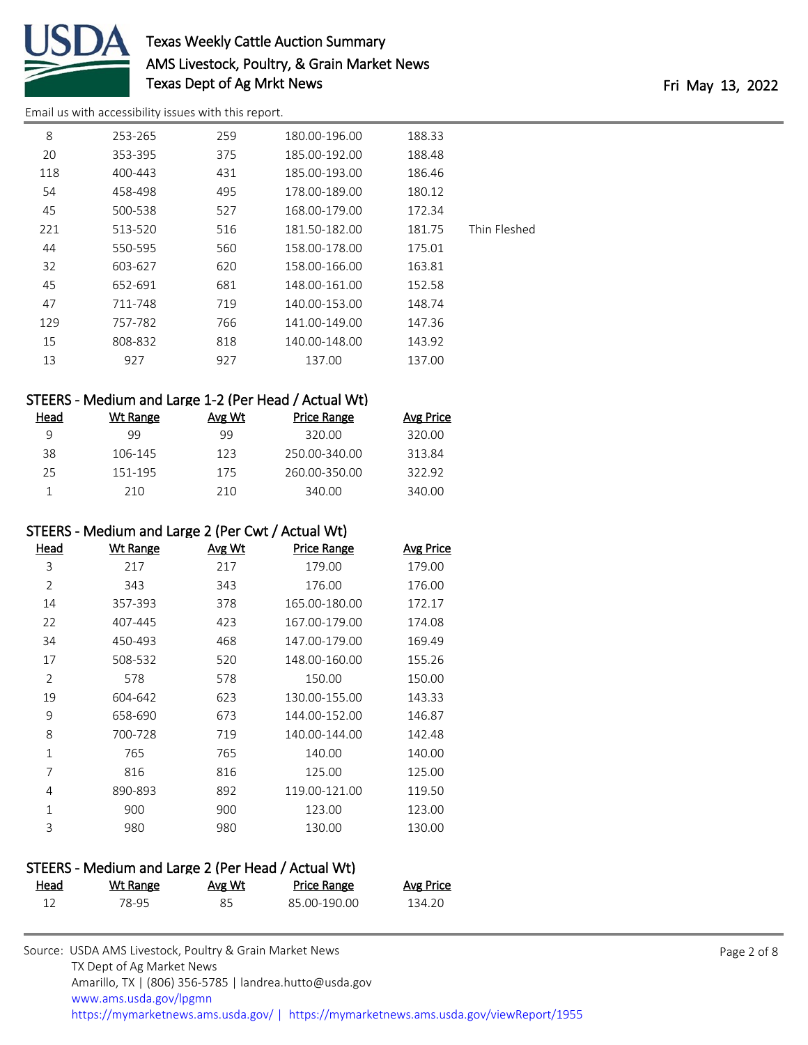Email us with accessibility issues with this report.

| Head | Wt Range | Avg Wt | Price Range | Avg Price | |
|---|---|---|---|---|---|
| 8 | 253-265 | 259 | 180.00-196.00 | 188.33 | |
| 20 | 353-395 | 375 | 185.00-192.00 | 188.48 | |
| 118 | 400-443 | 431 | 185.00-193.00 | 186.46 | |
| 54 | 458-498 | 495 | 178.00-189.00 | 180.12 | |
| 45 | 500-538 | 527 | 168.00-179.00 | 172.34 | |
| 221 | 513-520 | 516 | 181.50-182.00 | 181.75 | Thin Fleshed |
| 44 | 550-595 | 560 | 158.00-178.00 | 175.01 | |
| 32 | 603-627 | 620 | 158.00-166.00 | 163.81 | |
| 45 | 652-691 | 681 | 148.00-161.00 | 152.58 | |
| 47 | 711-748 | 719 | 140.00-153.00 | 148.74 | |
| 129 | 757-782 | 766 | 141.00-149.00 | 147.36 | |
| 15 | 808-832 | 818 | 140.00-148.00 | 143.92 | |
| 13 | 927 | 927 | 137.00 | 137.00 | |

## STEERS - Medium and Large 1-2 (Per Head / Actual Wt)

| Head | Wt Range | Avg Wt | Price Range | Avg Price |
|---|---|---|---|---|
| 9 | 99 | 99 | 320.00 | 320.00 |
| 38 | 106-145 | 123 | 250.00-340.00 | 313.84 |
| 25 | 151-195 | 175 | 260.00-350.00 | 322.92 |
| 1 | 210 | 210 | 340.00 | 340.00 |

## STEERS - Medium and Large 2 (Per Cwt / Actual Wt)

| Head | Wt Range | Avg Wt | Price Range | Avg Price |
|---|---|---|---|---|
| 3 | 217 | 217 | 179.00 | 179.00 |
| 2 | 343 | 343 | 176.00 | 176.00 |
| 14 | 357-393 | 378 | 165.00-180.00 | 172.17 |
| 22 | 407-445 | 423 | 167.00-179.00 | 174.08 |
| 34 | 450-493 | 468 | 147.00-179.00 | 169.49 |
| 17 | 508-532 | 520 | 148.00-160.00 | 155.26 |
| 2 | 578 | 578 | 150.00 | 150.00 |
| 19 | 604-642 | 623 | 130.00-155.00 | 143.33 |
| 9 | 658-690 | 673 | 144.00-152.00 | 146.87 |
| 8 | 700-728 | 719 | 140.00-144.00 | 142.48 |
| 1 | 765 | 765 | 140.00 | 140.00 |
| 7 | 816 | 816 | 125.00 | 125.00 |
| 4 | 890-893 | 892 | 119.00-121.00 | 119.50 |
| 1 | 900 | 900 | 123.00 | 123.00 |
| 3 | 980 | 980 | 130.00 | 130.00 |

## STEERS - Medium and Large 2 (Per Head / Actual Wt)

| Head | Wt Range | Avg Wt | Price Range | Avg Price |
|---|---|---|---|---|
| 12 | 78-95 | 85 | 85.00-190.00 | 134.20 |

Source: USDA AMS Livestock, Poultry & Grain Market News
TX Dept of Ag Market News
Amarillo, TX | (806) 356-5785 | landrea.hutto@usda.gov
www.ams.usda.gov/lpgmn
https://mymarketnews.ams.usda.gov/ | https://mymarketnews.ams.usda.gov/viewReport/1955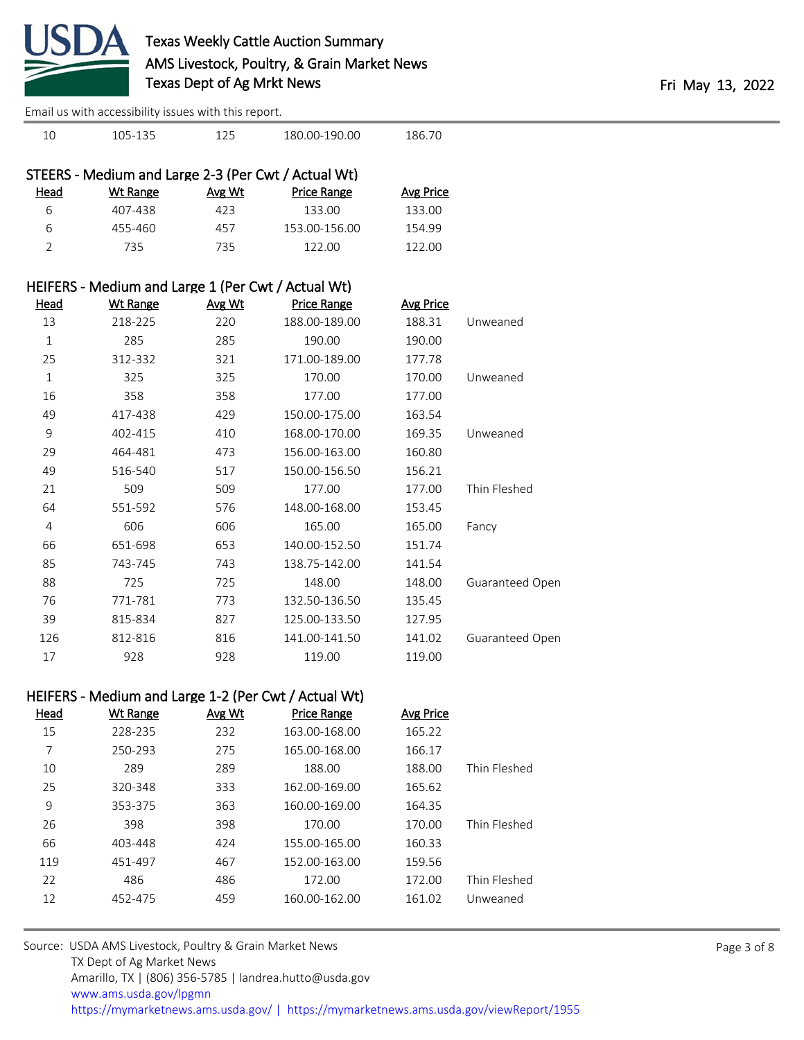Email us with accessibility issues with this report.

| 10 | 105-135 | 125 | 180.00-190.00 | 186.70 | |
|---|---|---|---|---|---|

## STEERS - Medium and Large 2-3 (Per Cwt / Actual Wt)

| Head | Wt Range | Avg Wt | Price Range | Avg Price | |
|---|---|---|---|---|---|
| 6 | 407-438 | 423 | 133.00 | 133.00 | |
| 6 | 455-460 | 457 | 153.00-156.00 | 154.99 | |
| 2 | 735 | 735 | 122.00 | 122.00 | |

## HEIFERS - Medium and Large 1 (Per Cwt / Actual Wt)

| Head | Wt Range | Avg Wt | Price Range | Avg Price | |
|---|---|---|---|---|---|
| 13 | 218-225 | 220 | 188.00-189.00 | 188.31 | Unweaned |
| 1 | 285 | 285 | 190.00 | 190.00 | |
| 25 | 312-332 | 321 | 171.00-189.00 | 177.78 | |
| 1 | 325 | 325 | 170.00 | 170.00 | Unweaned |
| 16 | 358 | 358 | 177.00 | 177.00 | |
| 49 | 417-438 | 429 | 150.00-175.00 | 163.54 | |
| 9 | 402-415 | 410 | 168.00-170.00 | 169.35 | Unweaned |
| 29 | 464-481 | 473 | 156.00-163.00 | 160.80 | |
| 49 | 516-540 | 517 | 150.00-156.50 | 156.21 | |
| 21 | 509 | 509 | 177.00 | 177.00 | Thin Fleshed |
| 64 | 551-592 | 576 | 148.00-168.00 | 153.45 | |
| 4 | 606 | 606 | 165.00 | 165.00 | Fancy |
| 66 | 651-698 | 653 | 140.00-152.50 | 151.74 | |
| 85 | 743-745 | 743 | 138.75-142.00 | 141.54 | |
| 88 | 725 | 725 | 148.00 | 148.00 | Guaranteed Open |
| 76 | 771-781 | 773 | 132.50-136.50 | 135.45 | |
| 39 | 815-834 | 827 | 125.00-133.50 | 127.95 | |
| 126 | 812-816 | 816 | 141.00-141.50 | 141.02 | Guaranteed Open |
| 17 | 928 | 928 | 119.00 | 119.00 | |

## HEIFERS - Medium and Large 1-2 (Per Cwt / Actual Wt)

| Head | Wt Range | Avg Wt | Price Range | Avg Price | |
|---|---|---|---|---|---|
| 15 | 228-235 | 232 | 163.00-168.00 | 165.22 | |
| 7 | 250-293 | 275 | 165.00-168.00 | 166.17 | |
| 10 | 289 | 289 | 188.00 | 188.00 | Thin Fleshed |
| 25 | 320-348 | 333 | 162.00-169.00 | 165.62 | |
| 9 | 353-375 | 363 | 160.00-169.00 | 164.35 | |
| 26 | 398 | 398 | 170.00 | 170.00 | Thin Fleshed |
| 66 | 403-448 | 424 | 155.00-165.00 | 160.33 | |
| 119 | 451-497 | 467 | 152.00-163.00 | 159.56 | |
| 22 | 486 | 486 | 172.00 | 172.00 | Thin Fleshed |
| 12 | 452-475 | 459 | 160.00-162.00 | 161.02 | Unweaned |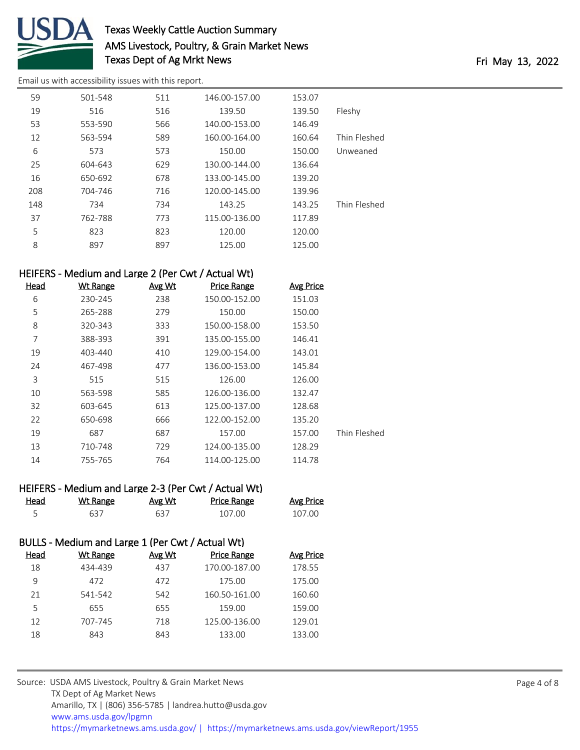| Head | Wt Range | Avg Wt | Price Range | Avg Price | |
|---|---|---|---|---|---|
| 59 | 501-548 | 511 | 146.00-157.00 | 153.07 | |
| 19 | 516 | 516 | 139.50 | 139.50 | Fleshy |
| 53 | 553-590 | 566 | 140.00-153.00 | 146.49 | |
| 12 | 563-594 | 589 | 160.00-164.00 | 160.64 | Thin Fleshed |
| 6 | 573 | 573 | 150.00 | 150.00 | Unweaned |
| 25 | 604-643 | 629 | 130.00-144.00 | 136.64 | |
| 16 | 650-692 | 678 | 133.00-145.00 | 139.20 | |
| 208 | 704-746 | 716 | 120.00-145.00 | 139.96 | |
| 148 | 734 | 734 | 143.25 | 143.25 | Thin Fleshed |
| 37 | 762-788 | 773 | 115.00-136.00 | 117.89 | |
| 5 | 823 | 823 | 120.00 | 120.00 | |
| 8 | 897 | 897 | 125.00 | 125.00 | |

## HEIFERS - Medium and Large 2 (Per Cwt / Actual Wt)

| Head | Wt Range | Avg Wt | Price Range | Avg Price | |
|---|---|---|---|---|---|
| 6 | 230-245 | 238 | 150.00-152.00 | 151.03 | |
| 5 | 265-288 | 279 | 150.00 | 150.00 | |
| 8 | 320-343 | 333 | 150.00-158.00 | 153.50 | |
| 7 | 388-393 | 391 | 135.00-155.00 | 146.41 | |
| 19 | 403-440 | 410 | 129.00-154.00 | 143.01 | |
| 24 | 467-498 | 477 | 136.00-153.00 | 145.84 | |
| 3 | 515 | 515 | 126.00 | 126.00 | |
| 10 | 563-598 | 585 | 126.00-136.00 | 132.47 | |
| 32 | 603-645 | 613 | 125.00-137.00 | 128.68 | |
| 22 | 650-698 | 666 | 122.00-152.00 | 135.20 | |
| 19 | 687 | 687 | 157.00 | 157.00 | Thin Fleshed |
| 13 | 710-748 | 729 | 124.00-135.00 | 128.29 | |
| 14 | 755-765 | 764 | 114.00-125.00 | 114.78 | |

## HEIFERS - Medium and Large 2-3 (Per Cwt / Actual Wt)

| Head | Wt Range | Avg Wt | Price Range | Avg Price |
|---|---|---|---|---|
| 5 | 637 | 637 | 107.00 | 107.00 |

## BULLS - Medium and Large 1 (Per Cwt / Actual Wt)

| Head | Wt Range | Avg Wt | Price Range | Avg Price |
|---|---|---|---|---|
| 18 | 434-439 | 437 | 170.00-187.00 | 178.55 |
| 9 | 472 | 472 | 175.00 | 175.00 |
| 21 | 541-542 | 542 | 160.50-161.00 | 160.60 |
| 5 | 655 | 655 | 159.00 | 159.00 |
| 12 | 707-745 | 718 | 125.00-136.00 | 129.01 |
| 18 | 843 | 843 | 133.00 | 133.00 |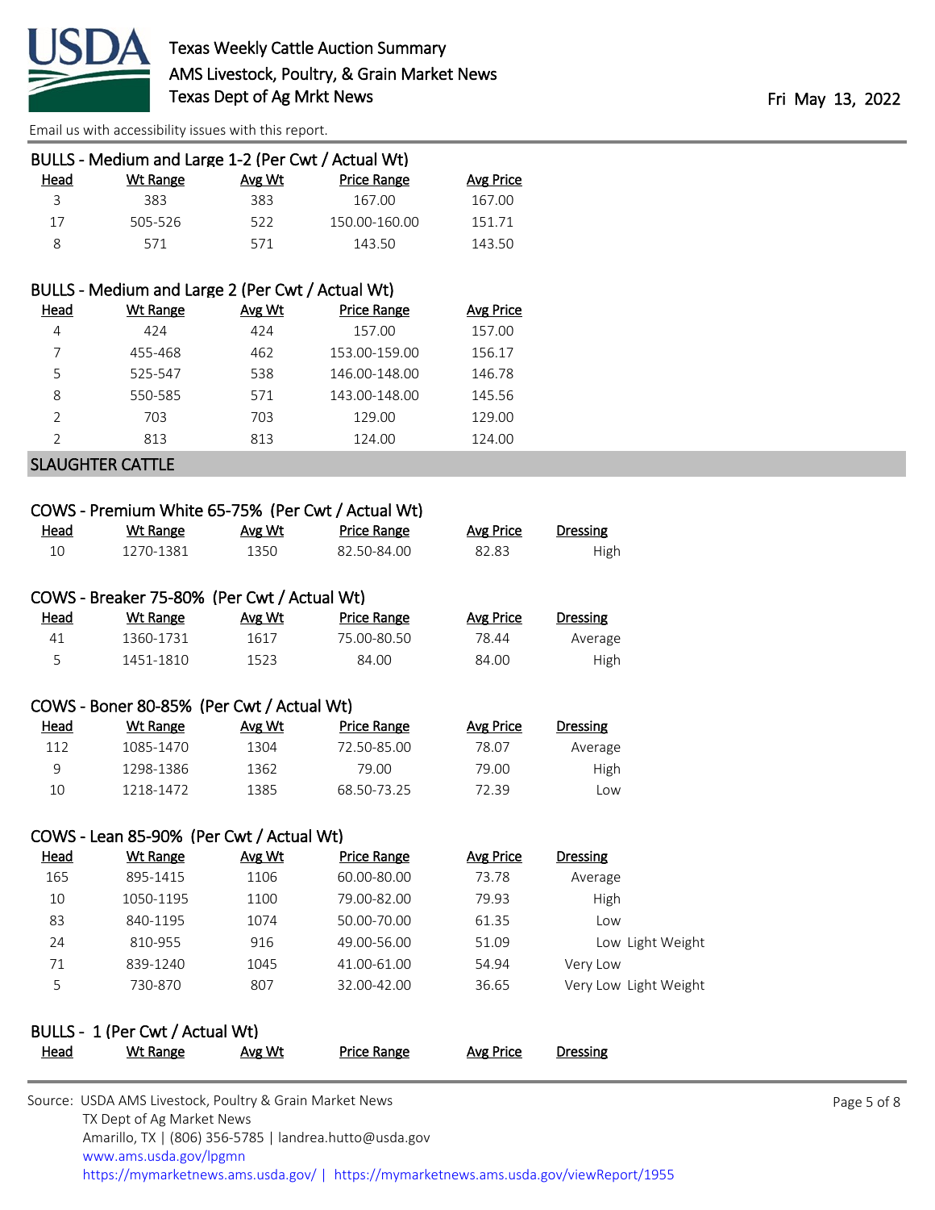### BULLS - Medium and Large 1-2 (Per Cwt / Actual Wt)

| Head | Wt Range | Avg Wt | Price Range | Avg Price |
|---|---|---|---|---|
| 3 | 383 | 383 | 167.00 | 167.00 |
| 17 | 505-526 | 522 | 150.00-160.00 | 151.71 |
| 8 | 571 | 571 | 143.50 | 143.50 |

### BULLS - Medium and Large 2 (Per Cwt / Actual Wt)

| Head | Wt Range | Avg Wt | Price Range | Avg Price |
|---|---|---|---|---|
| 4 | 424 | 424 | 157.00 | 157.00 |
| 7 | 455-468 | 462 | 153.00-159.00 | 156.17 |
| 5 | 525-547 | 538 | 146.00-148.00 | 146.78 |
| 8 | 550-585 | 571 | 143.00-148.00 | 145.56 |
| 2 | 703 | 703 | 129.00 | 129.00 |
| 2 | 813 | 813 | 124.00 | 124.00 |

## SLAUGHTER CATTLE

### COWS - Premium White 65-75% (Per Cwt / Actual Wt)

| Head | Wt Range | Avg Wt | Price Range | Avg Price | Dressing |
|---|---|---|---|---|---|
| 10 | 1270-1381 | 1350 | 82.50-84.00 | 82.83 | High |

### COWS - Breaker 75-80% (Per Cwt / Actual Wt)

| Head | Wt Range | Avg Wt | Price Range | Avg Price | Dressing |
|---|---|---|---|---|---|
| 41 | 1360-1731 | 1617 | 75.00-80.50 | 78.44 | Average |
| 5 | 1451-1810 | 1523 | 84.00 | 84.00 | High |

### COWS - Boner 80-85% (Per Cwt / Actual Wt)

| Head | Wt Range | Avg Wt | Price Range | Avg Price | Dressing |
|---|---|---|---|---|---|
| 112 | 1085-1470 | 1304 | 72.50-85.00 | 78.07 | Average |
| 9 | 1298-1386 | 1362 | 79.00 | 79.00 | High |
| 10 | 1218-1472 | 1385 | 68.50-73.25 | 72.39 | Low |

### COWS - Lean 85-90% (Per Cwt / Actual Wt)

| Head | Wt Range | Avg Wt | Price Range | Avg Price | Dressing |
|---|---|---|---|---|---|
| 165 | 895-1415 | 1106 | 60.00-80.00 | 73.78 | Average |
| 10 | 1050-1195 | 1100 | 79.00-82.00 | 79.93 | High |
| 83 | 840-1195 | 1074 | 50.00-70.00 | 61.35 | Low |
| 24 | 810-955 | 916 | 49.00-56.00 | 51.09 | Low Light Weight |
| 71 | 839-1240 | 1045 | 41.00-61.00 | 54.94 | Very Low |
| 5 | 730-870 | 807 | 32.00-42.00 | 36.65 | Very Low Light Weight |

### BULLS - 1 (Per Cwt / Actual Wt)

| Head | Wt Range | Avg Wt | Price Range | Avg Price | Dressing |
|---|---|---|---|---|---|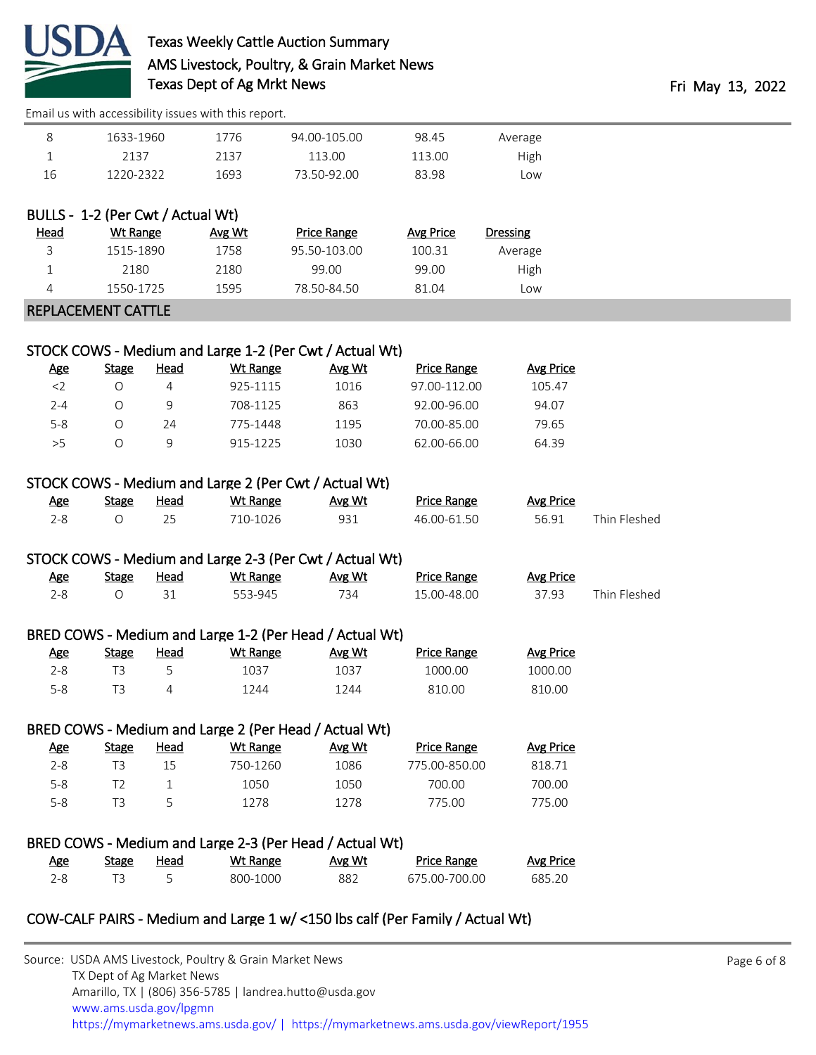Email us with accessibility issues with this report.

| | | | | | |
|---|---|---|---|---|---|
| 8 | 1633-1960 | 1776 | 94.00-105.00 | 98.45 | Average |
| 1 | 2137 | 2137 | 113.00 | 113.00 | High |
| 16 | 1220-2322 | 1693 | 73.50-92.00 | 83.98 | Low |

### BULLS - 1-2 (Per Cwt / Actual Wt)

| Head | Wt Range | Avg Wt | Price Range | Avg Price | Dressing |
|---|---|---|---|---|---|
| 3 | 1515-1890 | 1758 | 95.50-103.00 | 100.31 | Average |
| 1 | 2180 | 2180 | 99.00 | 99.00 | High |
| 4 | 1550-1725 | 1595 | 78.50-84.50 | 81.04 | Low |

## REPLACEMENT CATTLE

### STOCK COWS - Medium and Large 1-2 (Per Cwt / Actual Wt)

| Age | Stage | Head | Wt Range | Avg Wt | Price Range | Avg Price |
|---|---|---|---|---|---|---|
| <2 | O | 4 | 925-1115 | 1016 | 97.00-112.00 | 105.47 |
| 2-4 | O | 9 | 708-1125 | 863 | 92.00-96.00 | 94.07 |
| 5-8 | O | 24 | 775-1448 | 1195 | 70.00-85.00 | 79.65 |
| >5 | O | 9 | 915-1225 | 1030 | 62.00-66.00 | 64.39 |

### STOCK COWS - Medium and Large 2 (Per Cwt / Actual Wt)

| Age | Stage | Head | Wt Range | Avg Wt | Price Range | Avg Price | |
|---|---|---|---|---|---|---|---|
| 2-8 | O | 25 | 710-1026 | 931 | 46.00-61.50 | 56.91 | Thin Fleshed |

### STOCK COWS - Medium and Large 2-3 (Per Cwt / Actual Wt)

| Age | Stage | Head | Wt Range | Avg Wt | Price Range | Avg Price | |
|---|---|---|---|---|---|---|---|
| 2-8 | O | 31 | 553-945 | 734 | 15.00-48.00 | 37.93 | Thin Fleshed |

### BRED COWS - Medium and Large 1-2 (Per Head / Actual Wt)

| Age | Stage | Head | Wt Range | Avg Wt | Price Range | Avg Price |
|---|---|---|---|---|---|---|
| 2-8 | T3 | 5 | 1037 | 1037 | 1000.00 | 1000.00 |
| 5-8 | T3 | 4 | 1244 | 1244 | 810.00 | 810.00 |

### BRED COWS - Medium and Large 2 (Per Head / Actual Wt)

| Age | Stage | Head | Wt Range | Avg Wt | Price Range | Avg Price |
|---|---|---|---|---|---|---|
| 2-8 | T3 | 15 | 750-1260 | 1086 | 775.00-850.00 | 818.71 |
| 5-8 | T2 | 1 | 1050 | 1050 | 700.00 | 700.00 |
| 5-8 | T3 | 5 | 1278 | 1278 | 775.00 | 775.00 |

### BRED COWS - Medium and Large 2-3 (Per Head / Actual Wt)

| Age | Stage | Head | Wt Range | Avg Wt | Price Range | Avg Price |
|---|---|---|---|---|---|---|
| 2-8 | T3 | 5 | 800-1000 | 882 | 675.00-700.00 | 685.20 |

### COW-CALF PAIRS - Medium and Large 1 w/ <150 lbs calf (Per Family / Actual Wt)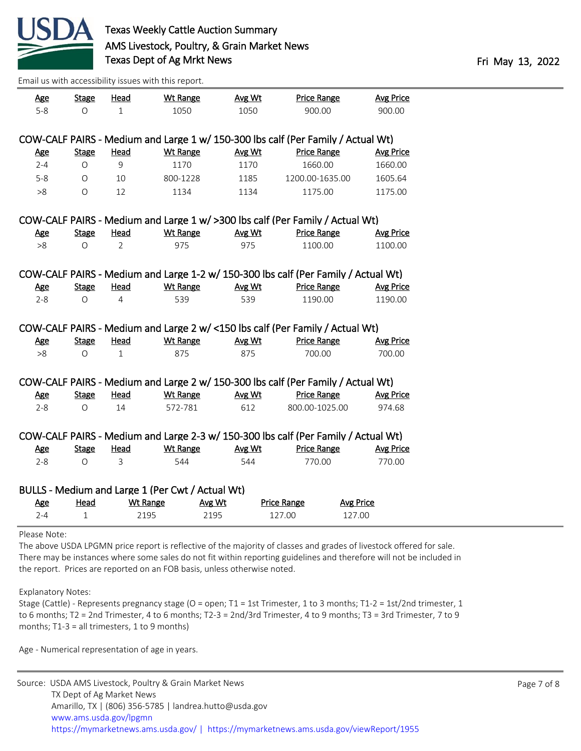Email us with accessibility issues with this report.

| Age | Stage | Head | Wt Range | Avg Wt | Price Range | Avg Price |
|---|---|---|---|---|---|---|
| 5-8 | O | 1 | 1050 | 1050 | 900.00 | 900.00 |

### COW-CALF PAIRS - Medium and Large 1 w/ 150-300 lbs calf (Per Family / Actual Wt)

| Age | Stage | Head | Wt Range | Avg Wt | Price Range | Avg Price |
|---|---|---|---|---|---|---|
| 2-4 | O | 9 | 1170 | 1170 | 1660.00 | 1660.00 |
| 5-8 | O | 10 | 800-1228 | 1185 | 1200.00-1635.00 | 1605.64 |
| >8 | O | 12 | 1134 | 1134 | 1175.00 | 1175.00 |

### COW-CALF PAIRS - Medium and Large 1 w/ >300 lbs calf (Per Family / Actual Wt)

| Age | Stage | Head | Wt Range | Avg Wt | Price Range | Avg Price |
|---|---|---|---|---|---|---|
| >8 | O | 2 | 975 | 975 | 1100.00 | 1100.00 |

### COW-CALF PAIRS - Medium and Large 1-2 w/ 150-300 lbs calf (Per Family / Actual Wt)

| Age | Stage | Head | Wt Range | Avg Wt | Price Range | Avg Price |
|---|---|---|---|---|---|---|
| 2-8 | O | 4 | 539 | 539 | 1190.00 | 1190.00 |

### COW-CALF PAIRS - Medium and Large 2 w/ <150 lbs calf (Per Family / Actual Wt)

| Age | Stage | Head | Wt Range | Avg Wt | Price Range | Avg Price |
|---|---|---|---|---|---|---|
| >8 | O | 1 | 875 | 875 | 700.00 | 700.00 |

### COW-CALF PAIRS - Medium and Large 2 w/ 150-300 lbs calf (Per Family / Actual Wt)

| Age | Stage | Head | Wt Range | Avg Wt | Price Range | Avg Price |
|---|---|---|---|---|---|---|
| 2-8 | O | 14 | 572-781 | 612 | 800.00-1025.00 | 974.68 |

### COW-CALF PAIRS - Medium and Large 2-3 w/ 150-300 lbs calf (Per Family / Actual Wt)

| Age | Stage | Head | Wt Range | Avg Wt | Price Range | Avg Price |
|---|---|---|---|---|---|---|
| 2-8 | O | 3 | 544 | 544 | 770.00 | 770.00 |

### BULLS - Medium and Large 1 (Per Cwt / Actual Wt)

| Age | Head | Wt Range | Avg Wt | Price Range | Avg Price |
|---|---|---|---|---|---|
| 2-4 | 1 | 2195 | 2195 | 127.00 | 127.00 |

Please Note:

The above USDA LPGMN price report is reflective of the majority of classes and grades of livestock offered for sale. There may be instances where some sales do not fit within reporting guidelines and therefore will not be included in the report. Prices are reported on an FOB basis, unless otherwise noted.

Explanatory Notes:

Stage (Cattle) - Represents pregnancy stage (O = open; T1 = 1st Trimester, 1 to 3 months; T1-2 = 1st/2nd trimester, 1 to 6 months; T2 = 2nd Trimester, 4 to 6 months; T2-3 = 2nd/3rd Trimester, 4 to 9 months; T3 = 3rd Trimester, 7 to 9 months; T1-3 = all trimesters, 1 to 9 months)

Age - Numerical representation of age in years.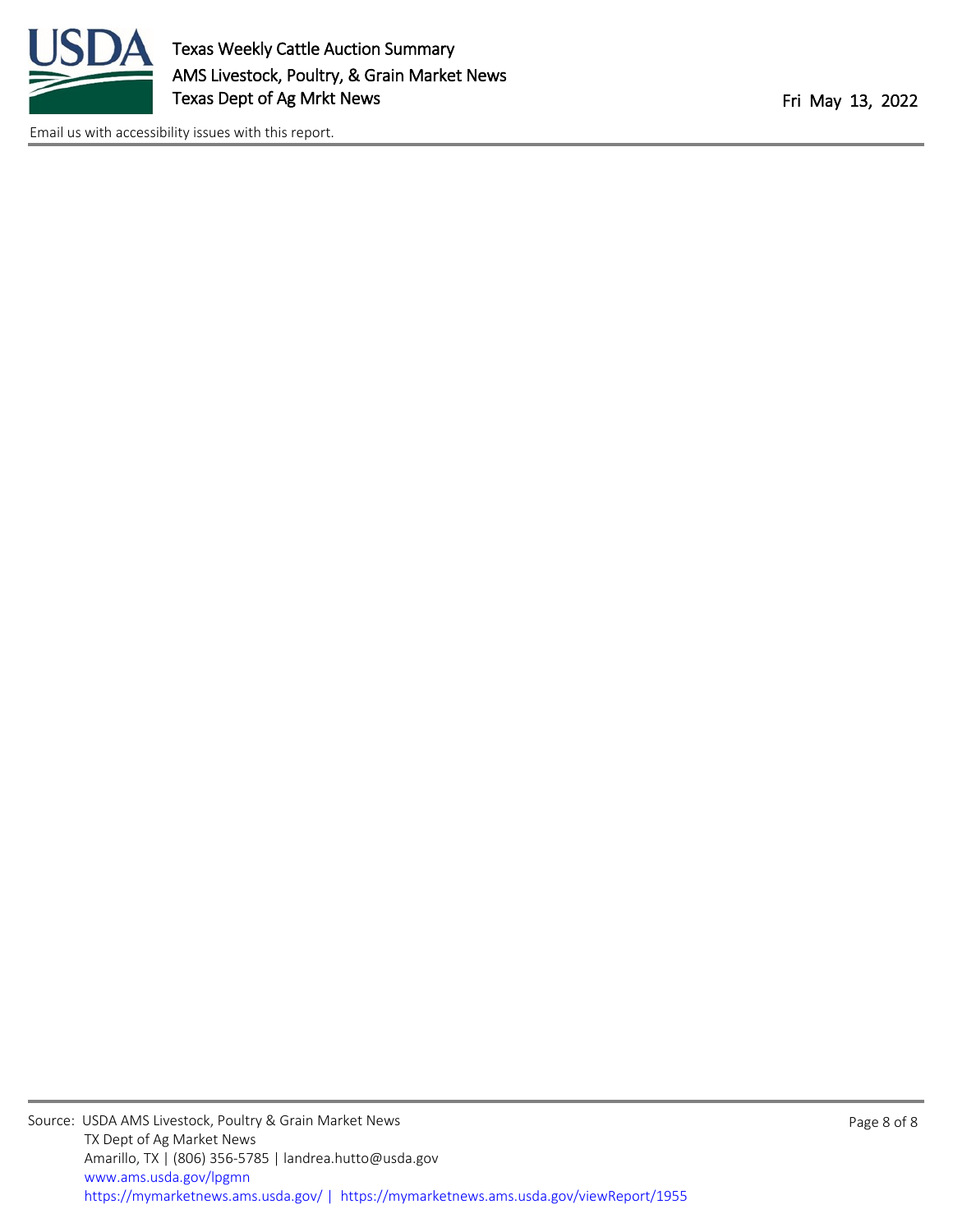Email us with accessibility issues with this report.

Source: USDA AMS Livestock, Poultry & Grain Market News
TX Dept of Ag Market News
Amarillo, TX | (806) 356-5785 | landrea.hutto@usda.gov
www.ams.usda.gov/lpgmn
https://mymarketnews.ams.usda.gov/ | https://mymarketnews.ams.usda.gov/viewReport/1955